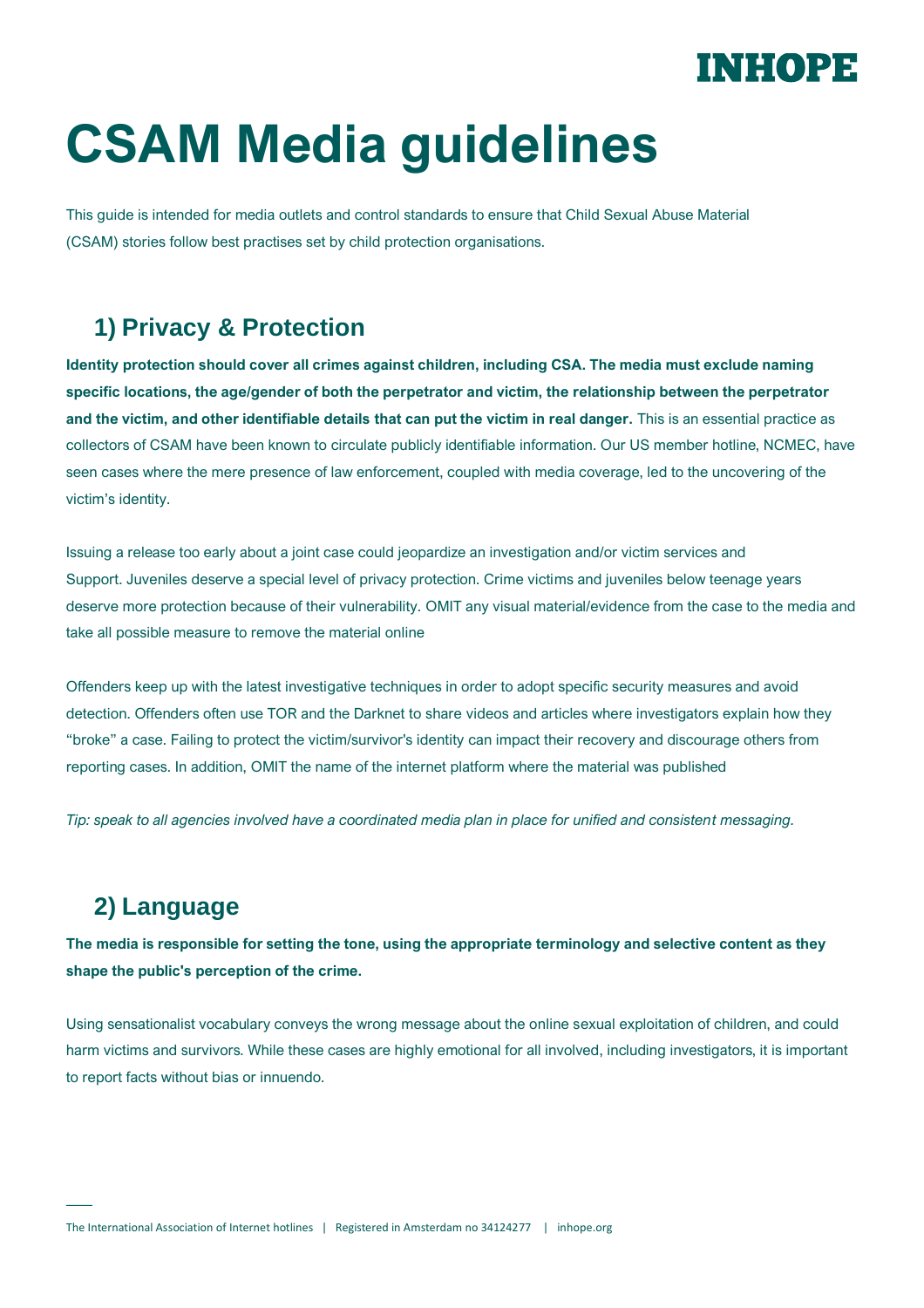# CSAM Media guidelines

This guide is intended for media outlets and control standards to ensure that Child Sexual Abuse Material (CSAM) stories follow best practises set by child protection organisations.

## 1) Privacy & Protection

**Identity protection should cover all crimes against children, including CSA. The media must exclude naming specific locations, the age/gender of both the perpetrator and victim, the relationship between the perpetrator and the victim, and other identifiable details that can put the victim in real danger.** This is an essential practice as collectors of CSAM have been known to circulate publicly identifiable information. Our US member hotline, NCMEC, have seen cases where the mere presence of law enforcement, coupled with media coverage, led to the uncovering of the victim's identity.

Issuing a release too early about a joint case could jeopardize an investigation and/or victim services and Support. Juveniles deserve a special level of privacy protection. Crime victims and juveniles below teenage years deserve more protection because of their vulnerability. OMIT any visual material/evidence from the case to the media and take all possible measure to remove the material online

Offenders keep up with the latest investigative techniques in order to adopt specific security measures and avoid detection. Offenders often use TOR and the Darknet to share videos and articles where investigators explain how they "broke" a case. Failing to protect the victim/survivor's identity can impact their recovery and discourage others from reporting cases. In addition, OMIT the name of the internet platform where the material was published

*Tip: speak to all agencies involved have a coordinated media plan in place for unified and consistent messaging.*

## 2) Language

**The media is responsible for setting the tone, using the appropriate terminology and selective content as they shape the public's perception of the crime.**

Using sensationalist vocabulary conveys the wrong message about the online sexual exploitation of children, and could harm victims and survivors. While these cases are highly emotional for all involved, including investigators, it is important to report facts without bias or innuendo.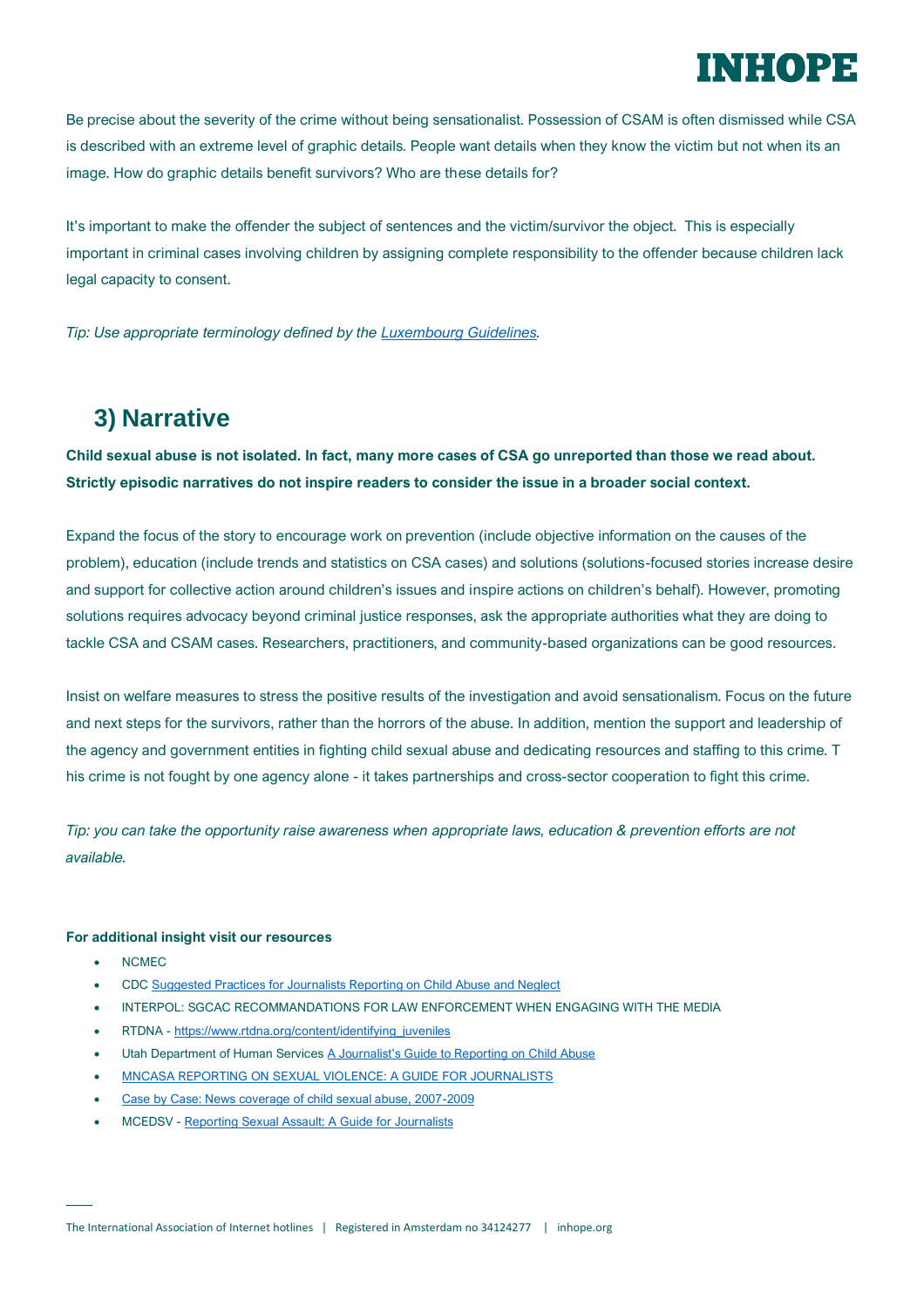Be precise about the severity of the crime without being sensationalist. Possession of CSAM is often dismissed while CSA is described with an extreme level of graphic details. People want details when they know the victim but not when its an image. How do graphic details benefit survivors? Who are these details for?

It's important to make the offender the subject of sentences and the victim/survivor the object. This is especially important in criminal cases involving children by assigning complete responsibility to the offender because children lack legal capacity to consent.

*Tip: Use appropriate terminology defined by the Luxembourg Guidelines.*

## 3) Narrative

**Child sexual abuse is not isolated. In fact, many more cases of CSA go unreported than those we read about. Strictly episodic narratives do not inspire readers to consider the issue in a broader social context.**

Expand the focus of the story to encourage work on prevention (include objective information on the causes of the problem), education (include trends and statistics on CSA cases) and solutions (solutions-focused stories increase desire and support for collective action around children's issues and inspire actions on children's behalf). However, promoting solutions requires advocacy beyond criminal justice responses, ask the appropriate authorities what they are doing to tackle CSA and CSAM cases. Researchers, practitioners, and community-based organizations can be good resources.

Insist on welfare measures to stress the positive results of the investigation and avoid sensationalism. Focus on the future and next steps for the survivors, rather than the horrors of the abuse. In addition, mention the support and leadership of the agency and government entities in fighting child sexual abuse and dedicating resources and staffing to this crime. T his crime is not fought by one agency alone - it takes partnerships and cross-sector cooperation to fight this crime.

*Tip: you can take the opportunity raise awareness when appropriate laws, education & prevention efforts are not available.*

**For additional insight visit our resources**

- NCMEC
- CDC Suggested Practices for Journalists Reporting on Child Abuse and Neglect
- INTERPOL: SGCAC RECOMMANDATIONS FOR LAW ENFORCEMENT WHEN ENGAGING WITH THE MEDIA
- RTDNA - https://www.rtdna.org/content/identifying_juveniles
- Utah Department of Human Services A Journalist's Guide to Reporting on Child Abuse
- MNCASA REPORTING ON SEXUAL VIOLENCE: A GUIDE FOR JOURNALISTS
- Case by Case: News coverage of child sexual abuse, 2007-2009
- MCEDSV - Reporting Sexual Assault: A Guide for Journalists